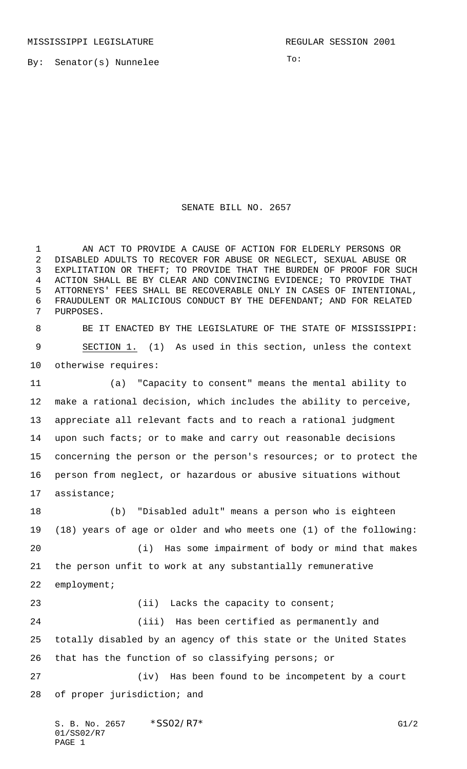MISSISSIPPI LEGISLATURE REGULAR SESSION 2001

By: Senator(s) Nunnelee

To:

# SENATE BILL NO. 2657

AN ACT TO PROVIDE A CAUSE OF ACTION FOR ELDERLY PERSONS OR DISABLED ADULTS TO RECOVER FOR ABUSE OR NEGLECT, SEXUAL ABUSE OR EXPLITATION OR THEFT; TO PROVIDE THAT THE BURDEN OF PROOF FOR SUCH ACTION SHALL BE BY CLEAR AND CONVINCING EVIDENCE; TO PROVIDE THAT ATTORNEYS' FEES SHALL BE RECOVERABLE ONLY IN CASES OF INTENTIONAL, FRAUDULENT OR MALICIOUS CONDUCT BY THE DEFENDANT; AND FOR RELATED PURPOSES.

BE IT ENACTED BY THE LEGISLATURE OF THE STATE OF MISSISSIPPI:

SECTION 1. (1) As used in this section, unless the context otherwise requires:

(a) "Capacity to consent" means the mental ability to make a rational decision, which includes the ability to perceive, appreciate all relevant facts and to reach a rational judgment upon such facts; or to make and carry out reasonable decisions concerning the person or the person's resources; or to protect the person from neglect, or hazardous or abusive situations without assistance;

(b) "Disabled adult" means a person who is eighteen (18) years of age or older and who meets one (1) of the following:

(i) Has some impairment of body or mind that makes the person unfit to work at any substantially remunerative employment;

(ii) Lacks the capacity to consent;

(iii) Has been certified as permanently and totally disabled by an agency of this state or the United States that has the function of so classifying persons; or

(iv) Has been found to be incompetent by a court of proper jurisdiction; and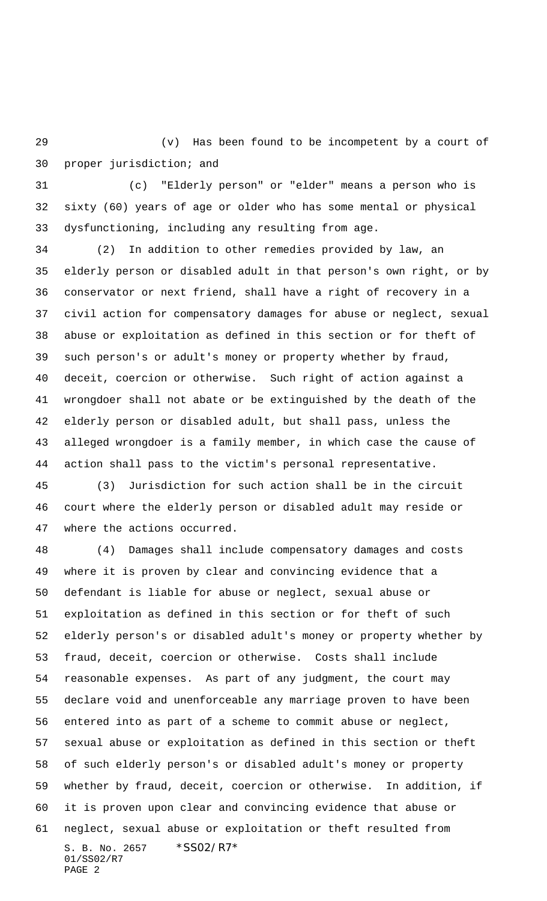(v) Has been found to be incompetent by a court of proper jurisdiction; and

(c) "Elderly person" or "elder" means a person who is sixty (60) years of age or older who has some mental or physical dysfunctioning, including any resulting from age.

(2) In addition to other remedies provided by law, an elderly person or disabled adult in that person's own right, or by conservator or next friend, shall have a right of recovery in a civil action for compensatory damages for abuse or neglect, sexual abuse or exploitation as defined in this section or for theft of such person's or adult's money or property whether by fraud, deceit, coercion or otherwise. Such right of action against a wrongdoer shall not abate or be extinguished by the death of the elderly person or disabled adult, but shall pass, unless the alleged wrongdoer is a family member, in which case the cause of action shall pass to the victim's personal representative.

(3) Jurisdiction for such action shall be in the circuit court where the elderly person or disabled adult may reside or where the actions occurred.

(4) Damages shall include compensatory damages and costs where it is proven by clear and convincing evidence that a defendant is liable for abuse or neglect, sexual abuse or exploitation as defined in this section or for theft of such elderly person's or disabled adult's money or property whether by fraud, deceit, coercion or otherwise. Costs shall include reasonable expenses. As part of any judgment, the court may declare void and unenforceable any marriage proven to have been entered into as part of a scheme to commit abuse or neglect, sexual abuse or exploitation as defined in this section or theft of such elderly person's or disabled adult's money or property whether by fraud, deceit, coercion or otherwise. In addition, if it is proven upon clear and convincing evidence that abuse or neglect, sexual abuse or exploitation or theft resulted from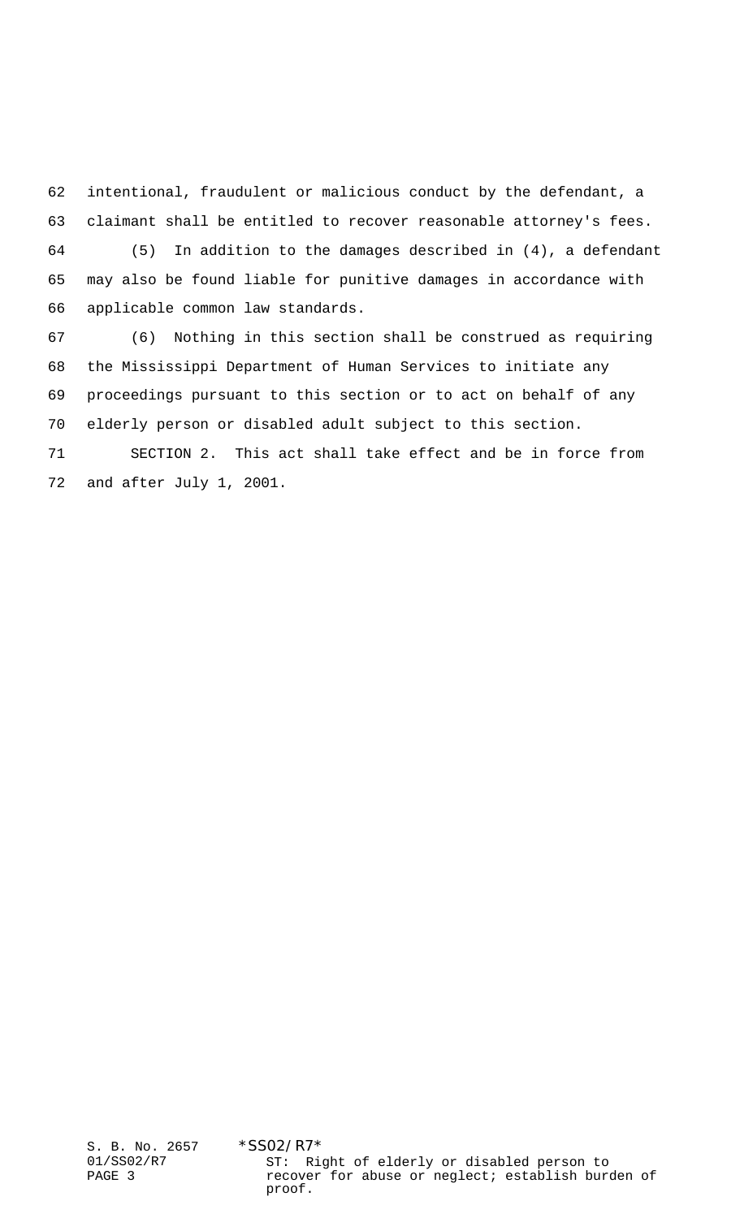intentional, fraudulent or malicious conduct by the defendant, a claimant shall be entitled to recover reasonable attorney's fees.

(5) In addition to the damages described in (4), a defendant may also be found liable for punitive damages in accordance with applicable common law standards.

(6) Nothing in this section shall be construed as requiring the Mississippi Department of Human Services to initiate any proceedings pursuant to this section or to act on behalf of any elderly person or disabled adult subject to this section.

SECTION 2. This act shall take effect and be in force from and after July 1, 2001.